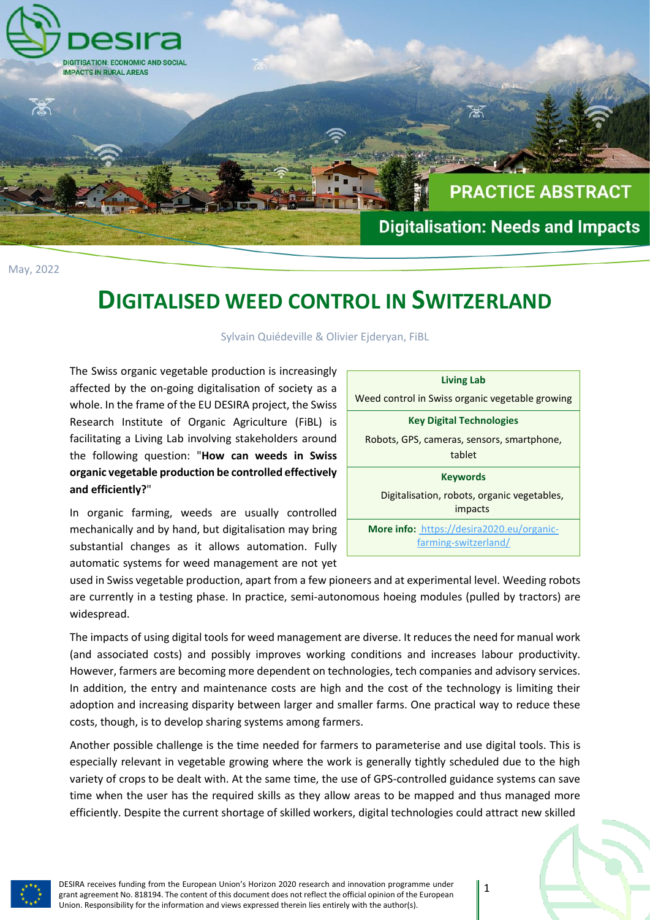PRACTICE ABSTRACT

Digitalisation: Needs and Impacts

May, 2022

# DIGITALISED WEED CONTROL IN SWITZERLAND

Sylvain Quiédeville & Olivier Ejderyan, FiBL

| **Living Lab** |
| --- |
| Weed control in Swiss organic vegetable growing |
| **Key Digital Technologies** |
| Robots, GPS, cameras, sensors, smartphone, tablet |
| **Keywords** |
| Digitalisation, robots, organic vegetables, impacts |
| **More info:** https://desira2020.eu/organic-farming-switzerland/ |

The Swiss organic vegetable production is increasingly affected by the on-going digitalisation of society as a whole. In the frame of the EU DESIRA project, the Swiss Research Institute of Organic Agriculture (FiBL) is facilitating a Living Lab involving stakeholders around the following question: "**How can weeds in Swiss organic vegetable production be controlled effectively and efficiently?**"

In organic farming, weeds are usually controlled mechanically and by hand, but digitalisation may bring substantial changes as it allows automation. Fully automatic systems for weed management are not yet used in Swiss vegetable production, apart from a few pioneers and at experimental level. Weeding robots are currently in a testing phase. In practice, semi-autonomous hoeing modules (pulled by tractors) are widespread.

The impacts of using digital tools for weed management are diverse. It reduces the need for manual work (and associated costs) and possibly improves working conditions and increases labour productivity. However, farmers are becoming more dependent on technologies, tech companies and advisory services. In addition, the entry and maintenance costs are high and the cost of the technology is limiting their adoption and increasing disparity between larger and smaller farms. One practical way to reduce these costs, though, is to develop sharing systems among farmers.

Another possible challenge is the time needed for farmers to parameterise and use digital tools. This is especially relevant in vegetable growing where the work is generally tightly scheduled due to the high variety of crops to be dealt with. At the same time, the use of GPS-controlled guidance systems can save time when the user has the required skills as they allow areas to be mapped and thus managed more efficiently. Despite the current shortage of skilled workers, digital technologies could attract new skilled

DESIRA receives funding from the European Union's Horizon 2020 research and innovation programme under grant agreement No. 818194. The content of this document does not reflect the official opinion of the European Union. Responsibility for the information and views expressed therein lies entirely with the author(s).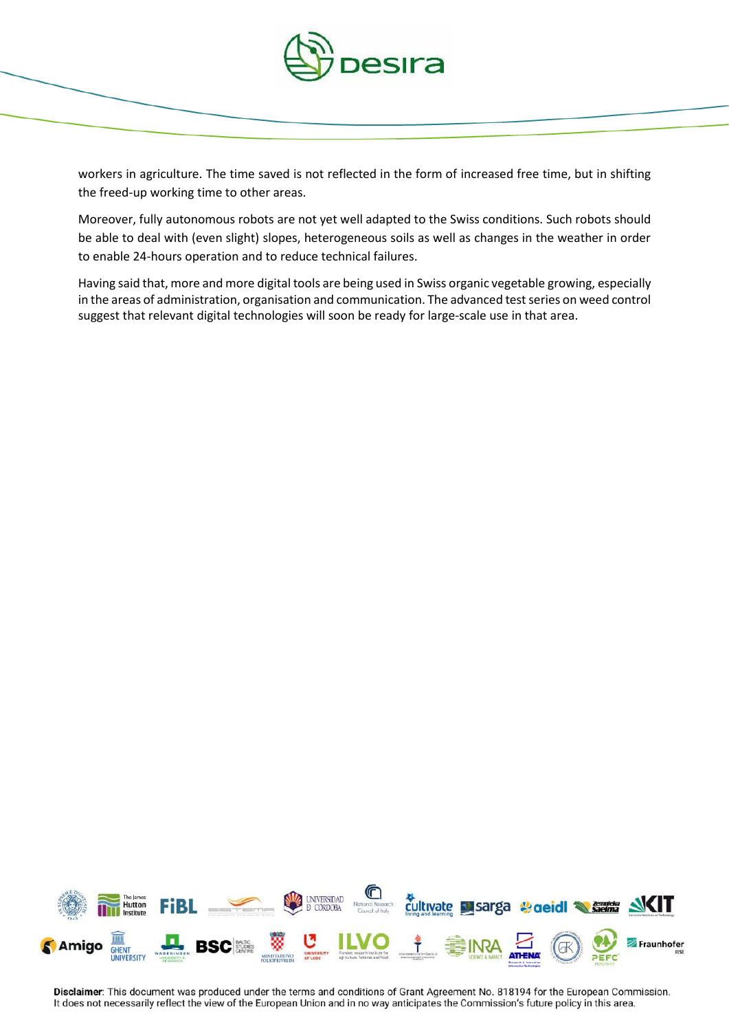workers in agriculture. The time saved is not reflected in the form of increased free time, but in shifting the freed-up working time to other areas.

Moreover, fully autonomous robots are not yet well adapted to the Swiss conditions. Such robots should be able to deal with (even slight) slopes, heterogeneous soils as well as changes in the weather in order to enable 24-hours operation and to reduce technical failures.

Having said that, more and more digital tools are being used in Swiss organic vegetable growing, especially in the areas of administration, organisation and communication. The advanced test series on weed control suggest that relevant digital technologies will soon be ready for large-scale use in that area.

**Disclaimer**: This document was produced under the terms and conditions of Grant Agreement No. 818194 for the European Commission. It does not necessarily reflect the view of the European Union and in no way anticipates the Commission's future policy in this area.